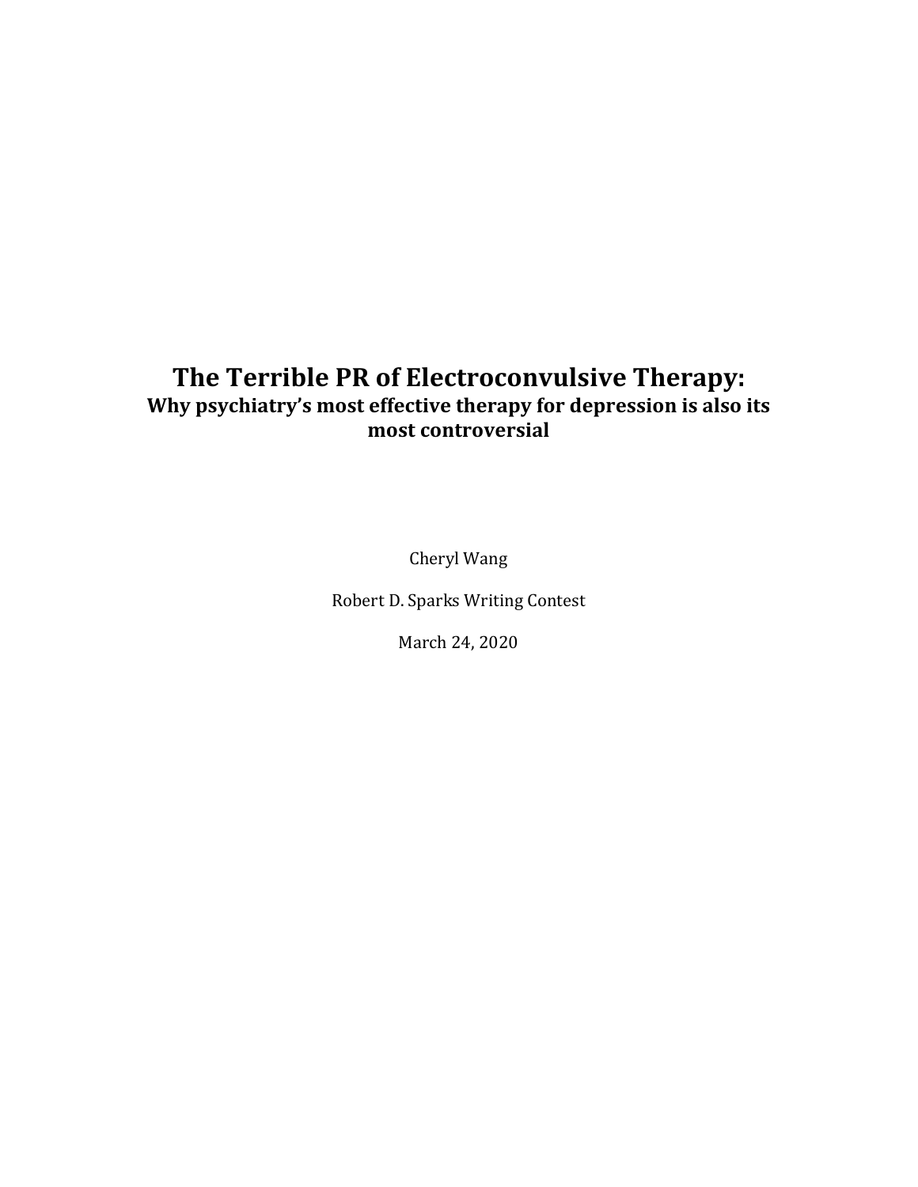# The Terrible PR of Electroconvulsive Therapy:

**Why psychiatry's most effective therapy for depression is also its most controversial**

Cheryl Wang

Robert D. Sparks Writing Contest

March 24, 2020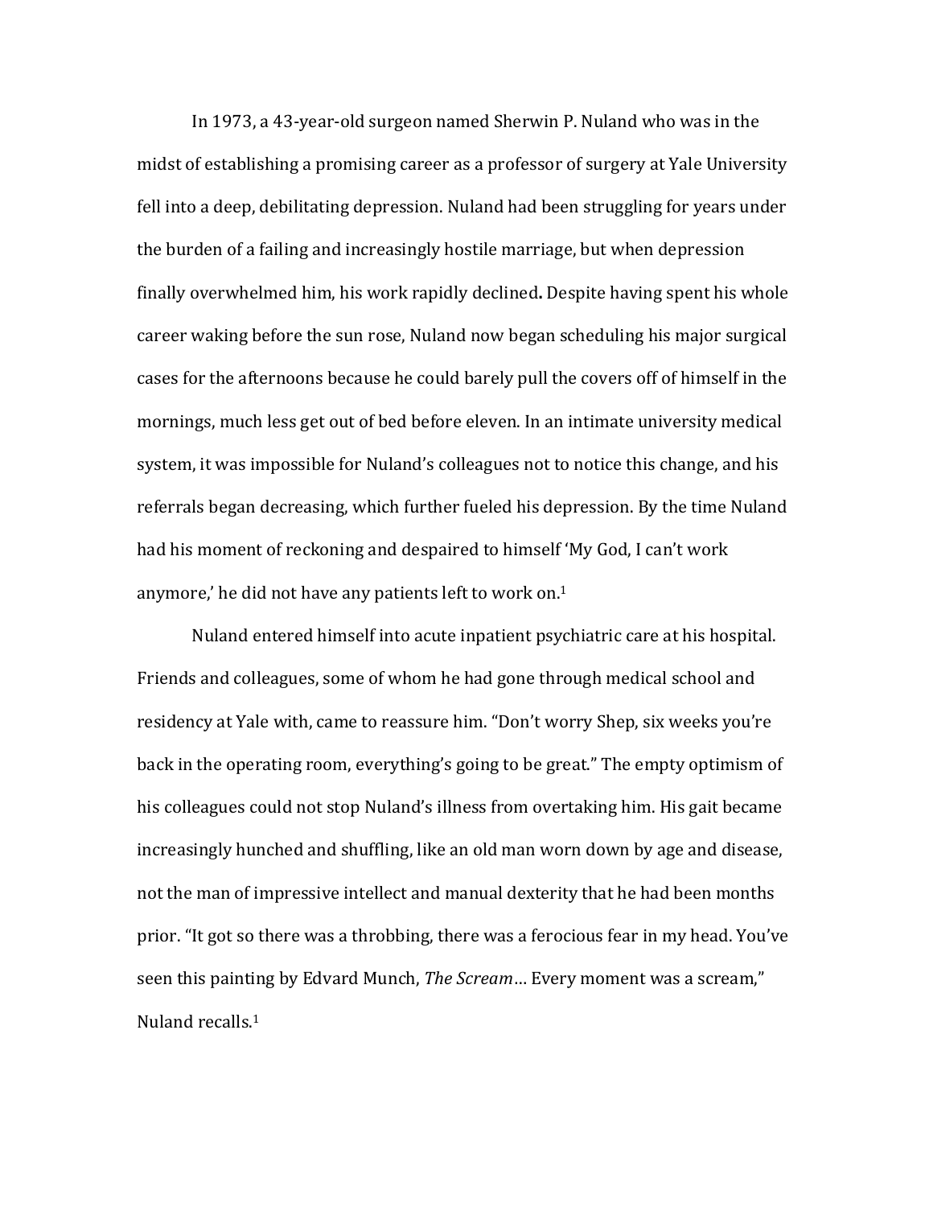In 1973, a 43-year-old surgeon named Sherwin P. Nuland who was in the midst of establishing a promising career as a professor of surgery at Yale University fell into a deep, debilitating depression. Nuland had been struggling for years under the burden of a failing and increasingly hostile marriage, but when depression finally overwhelmed him, his work rapidly declined**.** Despite having spent his whole career waking before the sun rose, Nuland now began scheduling his major surgical cases for the afternoons because he could barely pull the covers off of himself in the mornings, much less get out of bed before eleven. In an intimate university medical system, it was impossible for Nuland's colleagues not to notice this change, and his referrals began decreasing, which further fueled his depression. By the time Nuland had his moment of reckoning and despaired to himself 'My God, I can't work anymore,' he did not have any patients left to work on.[1]

Nuland entered himself into acute inpatient psychiatric care at his hospital. Friends and colleagues, some of whom he had gone through medical school and residency at Yale with, came to reassure him. "Don't worry Shep, six weeks you're back in the operating room, everything's going to be great." The empty optimism of his colleagues could not stop Nuland's illness from overtaking him. His gait became increasingly hunched and shuffling, like an old man worn down by age and disease, not the man of impressive intellect and manual dexterity that he had been months prior. "It got so there was a throbbing, there was a ferocious fear in my head. You've seen this painting by Edvard Munch, *The Scream*… Every moment was a scream," Nuland recalls.[1]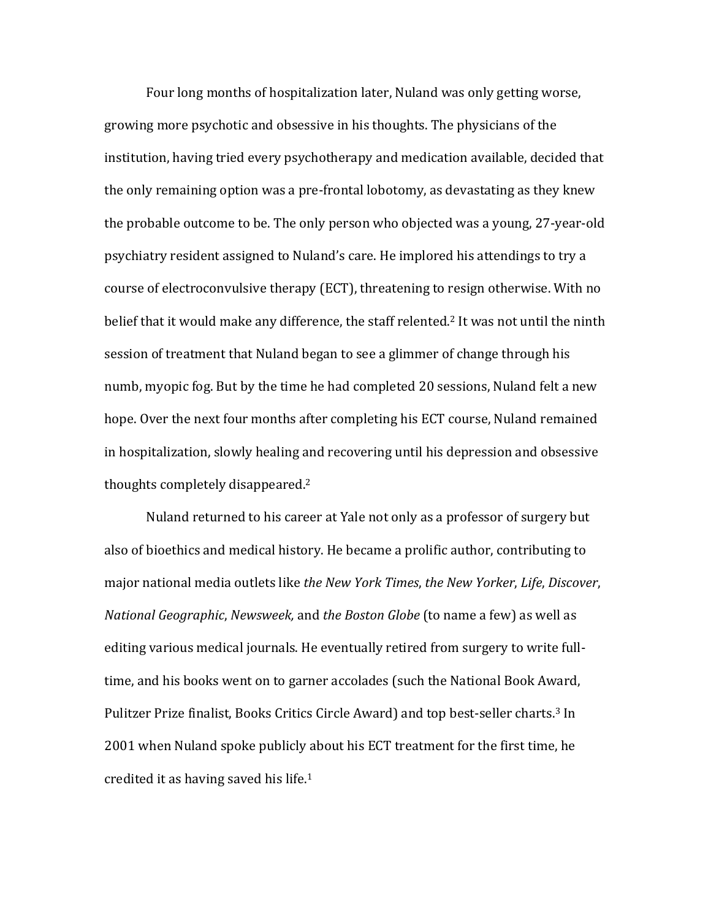Four long months of hospitalization later, Nuland was only getting worse, growing more psychotic and obsessive in his thoughts. The physicians of the institution, having tried every psychotherapy and medication available, decided that the only remaining option was a pre-frontal lobotomy, as devastating as they knew the probable outcome to be. The only person who objected was a young, 27-year-old psychiatry resident assigned to Nuland's care. He implored his attendings to try a course of electroconvulsive therapy (ECT), threatening to resign otherwise. With no belief that it would make any difference, the staff relented.[2] It was not until the ninth session of treatment that Nuland began to see a glimmer of change through his numb, myopic fog. But by the time he had completed 20 sessions, Nuland felt a new hope. Over the next four months after completing his ECT course, Nuland remained in hospitalization, slowly healing and recovering until his depression and obsessive thoughts completely disappeared.[2]

Nuland returned to his career at Yale not only as a professor of surgery but also of bioethics and medical history. He became a prolific author, contributing to major national media outlets like *the New York Times*, *the New Yorker*, *Life*, *Discover*, *National Geographic*, *Newsweek,* and *the Boston Globe* (to name a few) as well as editing various medical journals. He eventually retired from surgery to write full-time, and his books went on to garner accolades (such the National Book Award, Pulitzer Prize finalist, Books Critics Circle Award) and top best-seller charts.[3] In 2001 when Nuland spoke publicly about his ECT treatment for the first time, he credited it as having saved his life.[1]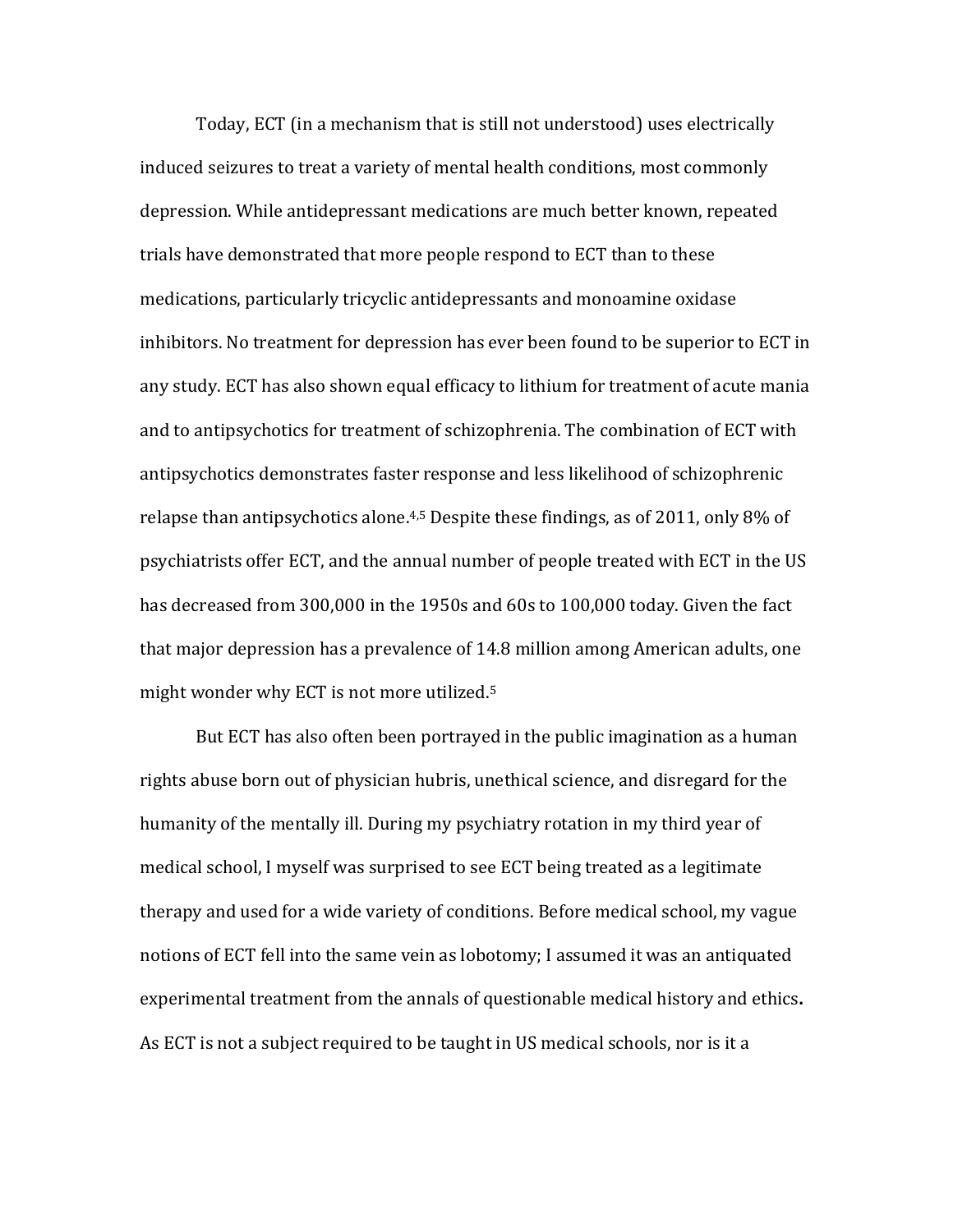Today, ECT (in a mechanism that is still not understood) uses electrically induced seizures to treat a variety of mental health conditions, most commonly depression. While antidepressant medications are much better known, repeated trials have demonstrated that more people respond to ECT than to these medications, particularly tricyclic antidepressants and monoamine oxidase inhibitors. No treatment for depression has ever been found to be superior to ECT in any study. ECT has also shown equal efficacy to lithium for treatment of acute mania and to antipsychotics for treatment of schizophrenia. The combination of ECT with antipsychotics demonstrates faster response and less likelihood of schizophrenic relapse than antipsychotics alone.[4,5] Despite these findings, as of 2011, only 8% of psychiatrists offer ECT, and the annual number of people treated with ECT in the US has decreased from 300,000 in the 1950s and 60s to 100,000 today. Given the fact that major depression has a prevalence of 14.8 million among American adults, one might wonder why ECT is not more utilized.[5]

But ECT has also often been portrayed in the public imagination as a human rights abuse born out of physician hubris, unethical science, and disregard for the humanity of the mentally ill. During my psychiatry rotation in my third year of medical school, I myself was surprised to see ECT being treated as a legitimate therapy and used for a wide variety of conditions. Before medical school, my vague notions of ECT fell into the same vein as lobotomy; I assumed it was an antiquated experimental treatment from the annals of questionable medical history and ethics**.** As ECT is not a subject required to be taught in US medical schools, nor is it a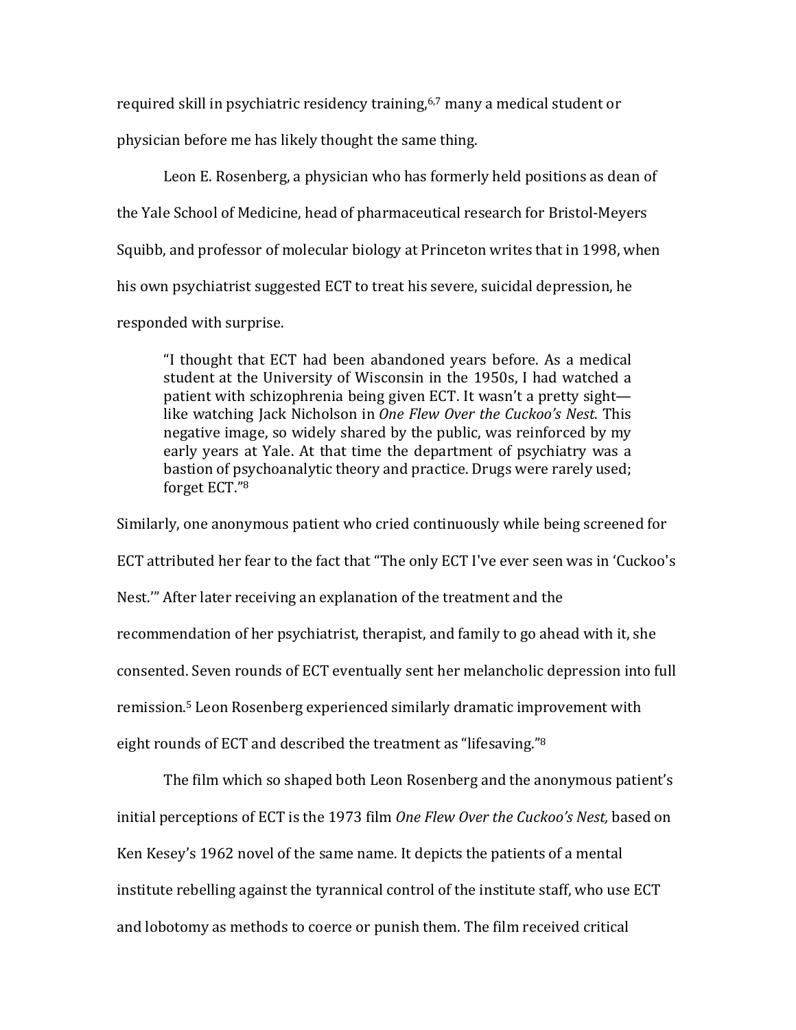required skill in psychiatric residency training,[6,7] many a medical student or physician before me has likely thought the same thing.

Leon E. Rosenberg, a physician who has formerly held positions as dean of the Yale School of Medicine, head of pharmaceutical research for Bristol-Meyers Squibb, and professor of molecular biology at Princeton writes that in 1998, when his own psychiatrist suggested ECT to treat his severe, suicidal depression, he responded with surprise.

> "I thought that ECT had been abandoned years before. As a medical student at the University of Wisconsin in the 1950s, I had watched a patient with schizophrenia being given ECT. It wasn't a pretty sight—like watching Jack Nicholson in *One Flew Over the Cuckoo's Nest*. This negative image, so widely shared by the public, was reinforced by my early years at Yale. At that time the department of psychiatry was a bastion of psychoanalytic theory and practice. Drugs were rarely used; forget ECT."[8]

Similarly, one anonymous patient who cried continuously while being screened for ECT attributed her fear to the fact that "The only ECT I've ever seen was in 'Cuckoo's Nest.'" After later receiving an explanation of the treatment and the recommendation of her psychiatrist, therapist, and family to go ahead with it, she consented. Seven rounds of ECT eventually sent her melancholic depression into full remission.[5] Leon Rosenberg experienced similarly dramatic improvement with eight rounds of ECT and described the treatment as "lifesaving."[8]

The film which so shaped both Leon Rosenberg and the anonymous patient's initial perceptions of ECT is the 1973 film *One Flew Over the Cuckoo's Nest,* based on Ken Kesey's 1962 novel of the same name. It depicts the patients of a mental institute rebelling against the tyrannical control of the institute staff, who use ECT and lobotomy as methods to coerce or punish them. The film received critical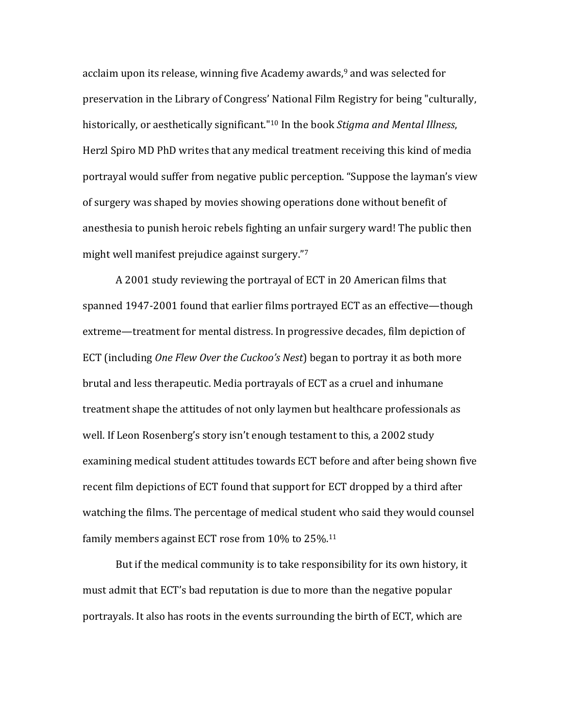acclaim upon its release, winning five Academy awards,[9] and was selected for preservation in the Library of Congress' National Film Registry for being "culturally, historically, or aesthetically significant."[10] In the book *Stigma and Mental Illness*, Herzl Spiro MD PhD writes that any medical treatment receiving this kind of media portrayal would suffer from negative public perception. "Suppose the layman's view of surgery was shaped by movies showing operations done without benefit of anesthesia to punish heroic rebels fighting an unfair surgery ward! The public then might well manifest prejudice against surgery."[7]

A 2001 study reviewing the portrayal of ECT in 20 American films that spanned 1947-2001 found that earlier films portrayed ECT as an effective—though extreme—treatment for mental distress. In progressive decades, film depiction of ECT (including *One Flew Over the Cuckoo's Nest*) began to portray it as both more brutal and less therapeutic. Media portrayals of ECT as a cruel and inhumane treatment shape the attitudes of not only laymen but healthcare professionals as well. If Leon Rosenberg's story isn't enough testament to this, a 2002 study examining medical student attitudes towards ECT before and after being shown five recent film depictions of ECT found that support for ECT dropped by a third after watching the films. The percentage of medical student who said they would counsel family members against ECT rose from 10% to 25%.[11]

But if the medical community is to take responsibility for its own history, it must admit that ECT's bad reputation is due to more than the negative popular portrayals. It also has roots in the events surrounding the birth of ECT, which are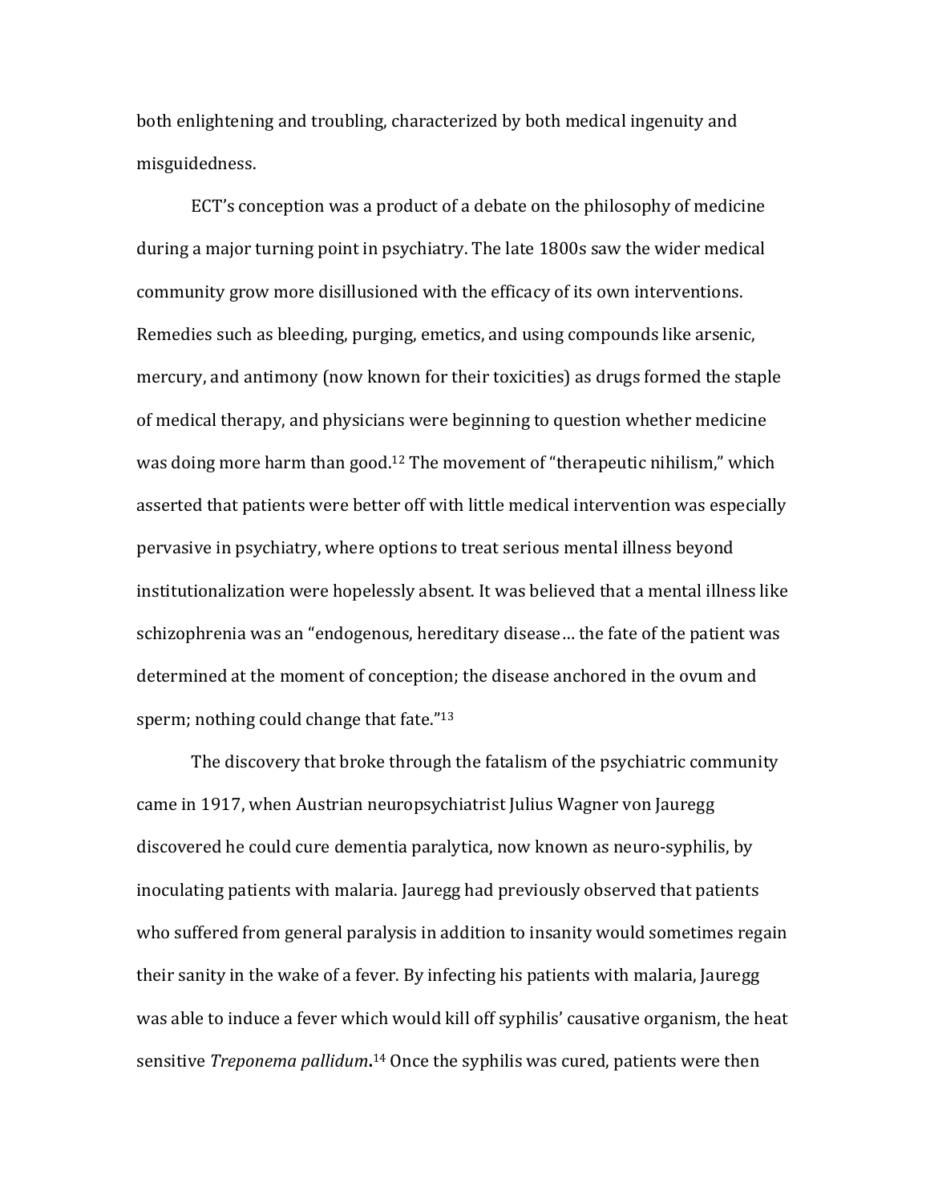both enlightening and troubling, characterized by both medical ingenuity and misguidedness.

ECT's conception was a product of a debate on the philosophy of medicine during a major turning point in psychiatry. The late 1800s saw the wider medical community grow more disillusioned with the efficacy of its own interventions. Remedies such as bleeding, purging, emetics, and using compounds like arsenic, mercury, and antimony (now known for their toxicities) as drugs formed the staple of medical therapy, and physicians were beginning to question whether medicine was doing more harm than good.[12] The movement of "therapeutic nihilism," which asserted that patients were better off with little medical intervention was especially pervasive in psychiatry, where options to treat serious mental illness beyond institutionalization were hopelessly absent. It was believed that a mental illness like schizophrenia was an "endogenous, hereditary disease… the fate of the patient was determined at the moment of conception; the disease anchored in the ovum and sperm; nothing could change that fate."[13]

The discovery that broke through the fatalism of the psychiatric community came in 1917, when Austrian neuropsychiatrist Julius Wagner von Jauregg discovered he could cure dementia paralytica, now known as neuro-syphilis, by inoculating patients with malaria. Jauregg had previously observed that patients who suffered from general paralysis in addition to insanity would sometimes regain their sanity in the wake of a fever. By infecting his patients with malaria, Jauregg was able to induce a fever which would kill off syphilis' causative organism, the heat sensitive *Treponema pallidum*.[14] Once the syphilis was cured, patients were then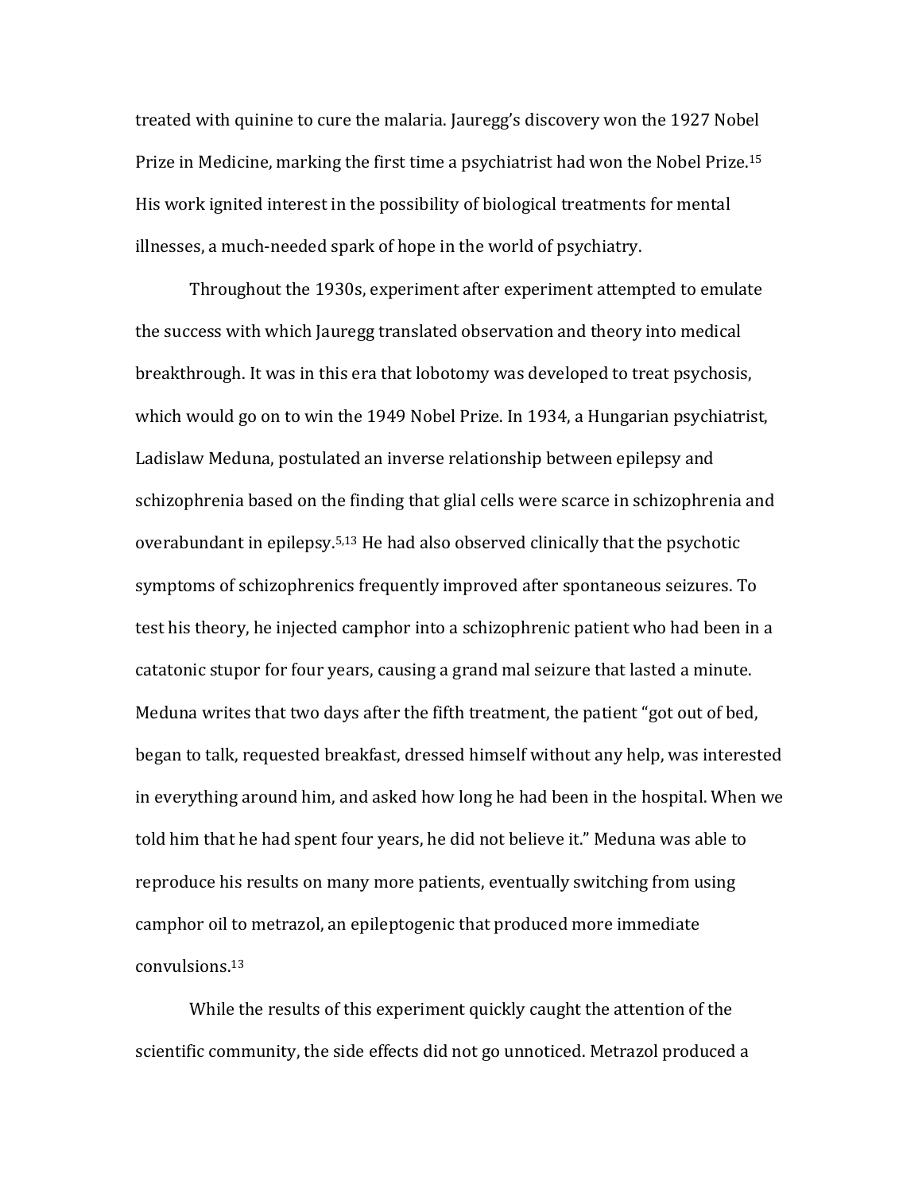treated with quinine to cure the malaria. Jauregg's discovery won the 1927 Nobel Prize in Medicine, marking the first time a psychiatrist had won the Nobel Prize.[15] His work ignited interest in the possibility of biological treatments for mental illnesses, a much-needed spark of hope in the world of psychiatry.

Throughout the 1930s, experiment after experiment attempted to emulate the success with which Jauregg translated observation and theory into medical breakthrough. It was in this era that lobotomy was developed to treat psychosis, which would go on to win the 1949 Nobel Prize. In 1934, a Hungarian psychiatrist, Ladislaw Meduna, postulated an inverse relationship between epilepsy and schizophrenia based on the finding that glial cells were scarce in schizophrenia and overabundant in epilepsy.[5,13] He had also observed clinically that the psychotic symptoms of schizophrenics frequently improved after spontaneous seizures. To test his theory, he injected camphor into a schizophrenic patient who had been in a catatonic stupor for four years, causing a grand mal seizure that lasted a minute. Meduna writes that two days after the fifth treatment, the patient "got out of bed, began to talk, requested breakfast, dressed himself without any help, was interested in everything around him, and asked how long he had been in the hospital. When we told him that he had spent four years, he did not believe it." Meduna was able to reproduce his results on many more patients, eventually switching from using camphor oil to metrazol, an epileptogenic that produced more immediate convulsions.[13]

While the results of this experiment quickly caught the attention of the scientific community, the side effects did not go unnoticed. Metrazol produced a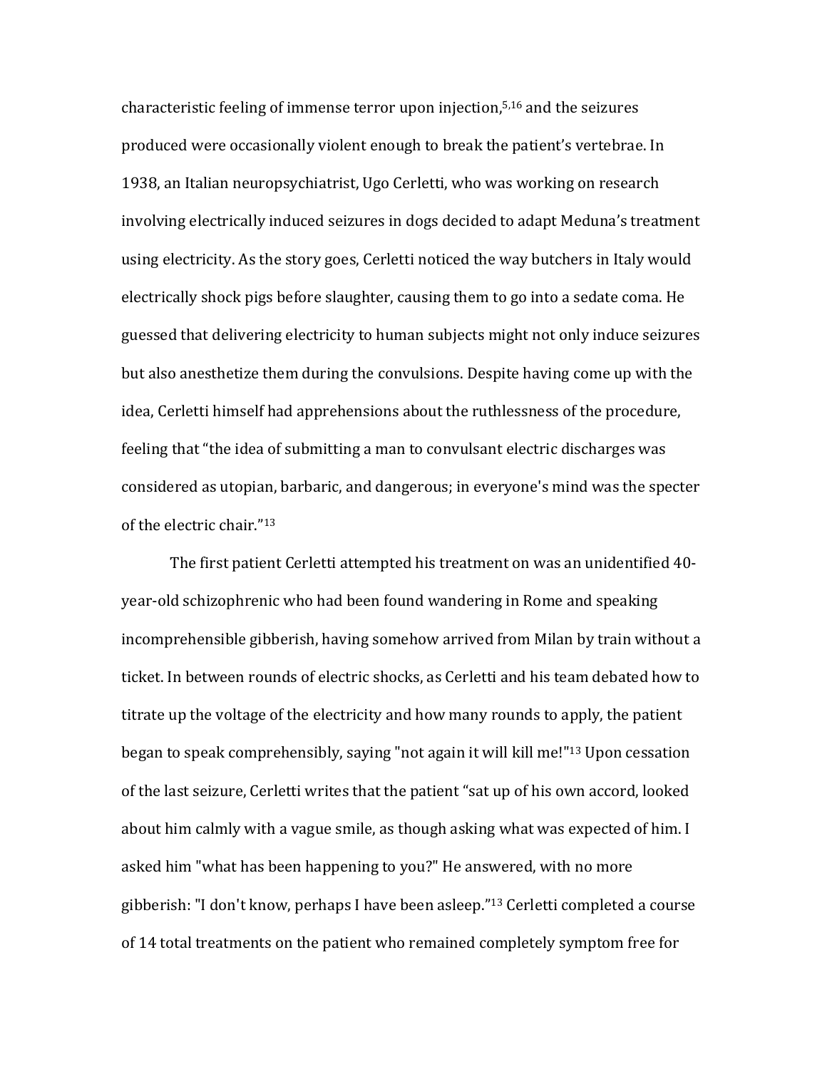characteristic feeling of immense terror upon injection,[5,16] and the seizures produced were occasionally violent enough to break the patient's vertebrae. In 1938, an Italian neuropsychiatrist, Ugo Cerletti, who was working on research involving electrically induced seizures in dogs decided to adapt Meduna's treatment using electricity. As the story goes, Cerletti noticed the way butchers in Italy would electrically shock pigs before slaughter, causing them to go into a sedate coma. He guessed that delivering electricity to human subjects might not only induce seizures but also anesthetize them during the convulsions. Despite having come up with the idea, Cerletti himself had apprehensions about the ruthlessness of the procedure, feeling that "the idea of submitting a man to convulsant electric discharges was considered as utopian, barbaric, and dangerous; in everyone's mind was the specter of the electric chair."[13]

The first patient Cerletti attempted his treatment on was an unidentified 40-year-old schizophrenic who had been found wandering in Rome and speaking incomprehensible gibberish, having somehow arrived from Milan by train without a ticket. In between rounds of electric shocks, as Cerletti and his team debated how to titrate up the voltage of the electricity and how many rounds to apply, the patient began to speak comprehensibly, saying "not again it will kill me!"[13] Upon cessation of the last seizure, Cerletti writes that the patient "sat up of his own accord, looked about him calmly with a vague smile, as though asking what was expected of him. I asked him "what has been happening to you?" He answered, with no more gibberish: "I don't know, perhaps I have been asleep."[13] Cerletti completed a course of 14 total treatments on the patient who remained completely symptom free for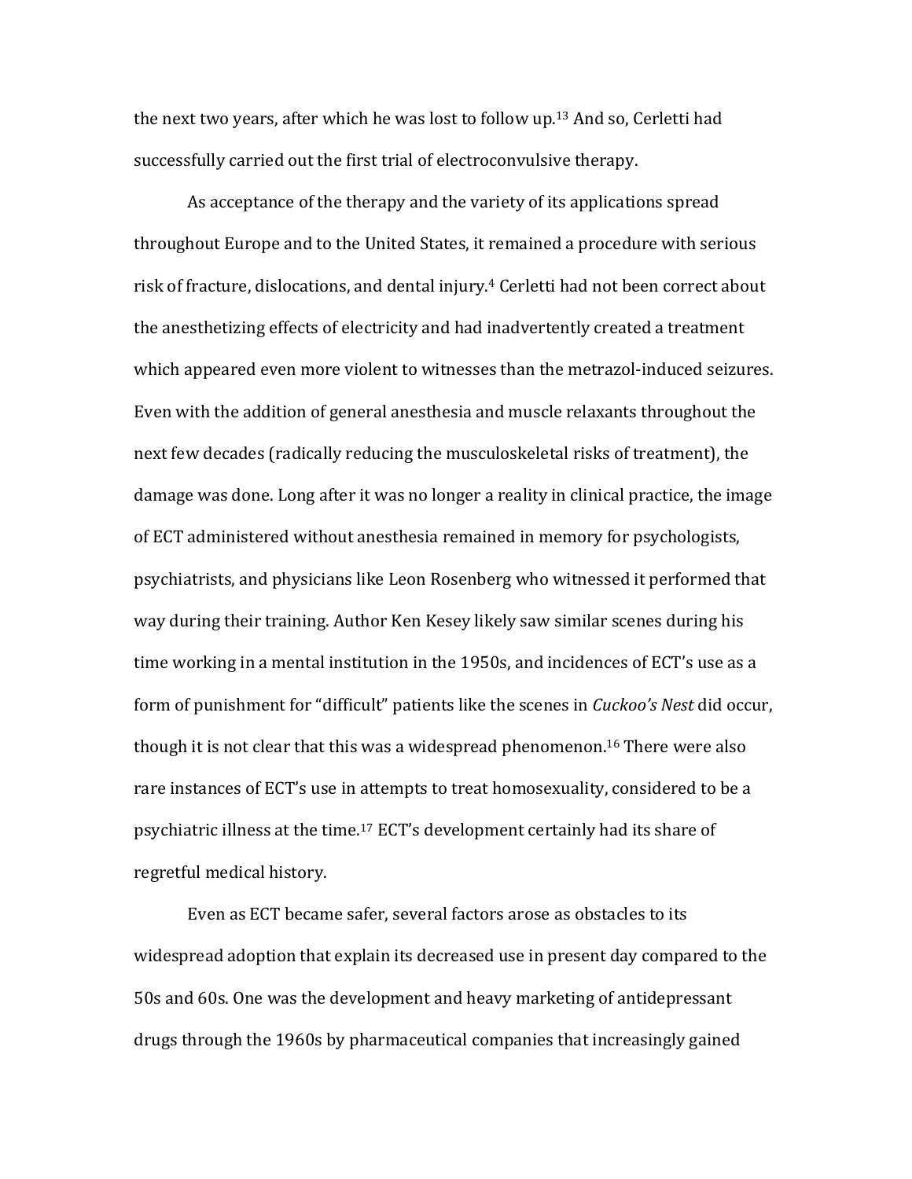the next two years, after which he was lost to follow up.[13] And so, Cerletti had successfully carried out the first trial of electroconvulsive therapy.

As acceptance of the therapy and the variety of its applications spread throughout Europe and to the United States, it remained a procedure with serious risk of fracture, dislocations, and dental injury.[4] Cerletti had not been correct about the anesthetizing effects of electricity and had inadvertently created a treatment which appeared even more violent to witnesses than the metrazol-induced seizures. Even with the addition of general anesthesia and muscle relaxants throughout the next few decades (radically reducing the musculoskeletal risks of treatment), the damage was done. Long after it was no longer a reality in clinical practice, the image of ECT administered without anesthesia remained in memory for psychologists, psychiatrists, and physicians like Leon Rosenberg who witnessed it performed that way during their training. Author Ken Kesey likely saw similar scenes during his time working in a mental institution in the 1950s, and incidences of ECT's use as a form of punishment for "difficult" patients like the scenes in *Cuckoo's Nest* did occur, though it is not clear that this was a widespread phenomenon.[16] There were also rare instances of ECT's use in attempts to treat homosexuality, considered to be a psychiatric illness at the time.[17] ECT's development certainly had its share of regretful medical history.

Even as ECT became safer, several factors arose as obstacles to its widespread adoption that explain its decreased use in present day compared to the 50s and 60s. One was the development and heavy marketing of antidepressant drugs through the 1960s by pharmaceutical companies that increasingly gained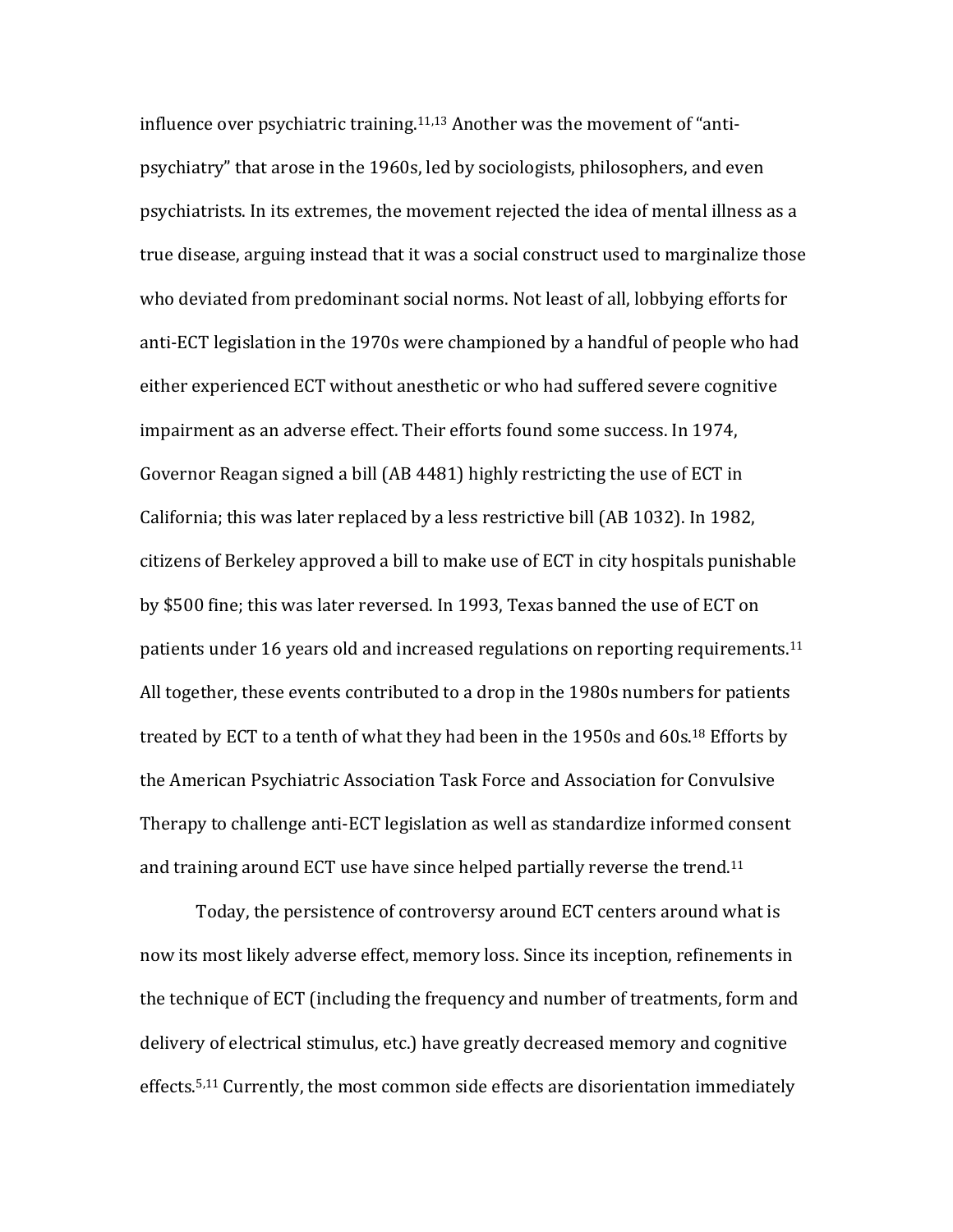influence over psychiatric training.[11,13] Another was the movement of "anti-psychiatry" that arose in the 1960s, led by sociologists, philosophers, and even psychiatrists. In its extremes, the movement rejected the idea of mental illness as a true disease, arguing instead that it was a social construct used to marginalize those who deviated from predominant social norms. Not least of all, lobbying efforts for anti-ECT legislation in the 1970s were championed by a handful of people who had either experienced ECT without anesthetic or who had suffered severe cognitive impairment as an adverse effect. Their efforts found some success. In 1974, Governor Reagan signed a bill (AB 4481) highly restricting the use of ECT in California; this was later replaced by a less restrictive bill (AB 1032). In 1982, citizens of Berkeley approved a bill to make use of ECT in city hospitals punishable by $500 fine; this was later reversed. In 1993, Texas banned the use of ECT on patients under 16 years old and increased regulations on reporting requirements.[11] All together, these events contributed to a drop in the 1980s numbers for patients treated by ECT to a tenth of what they had been in the 1950s and 60s.[18] Efforts by the American Psychiatric Association Task Force and Association for Convulsive Therapy to challenge anti-ECT legislation as well as standardize informed consent and training around ECT use have since helped partially reverse the trend.[11]

Today, the persistence of controversy around ECT centers around what is now its most likely adverse effect, memory loss. Since its inception, refinements in the technique of ECT (including the frequency and number of treatments, form and delivery of electrical stimulus, etc.) have greatly decreased memory and cognitive effects.[5,11] Currently, the most common side effects are disorientation immediately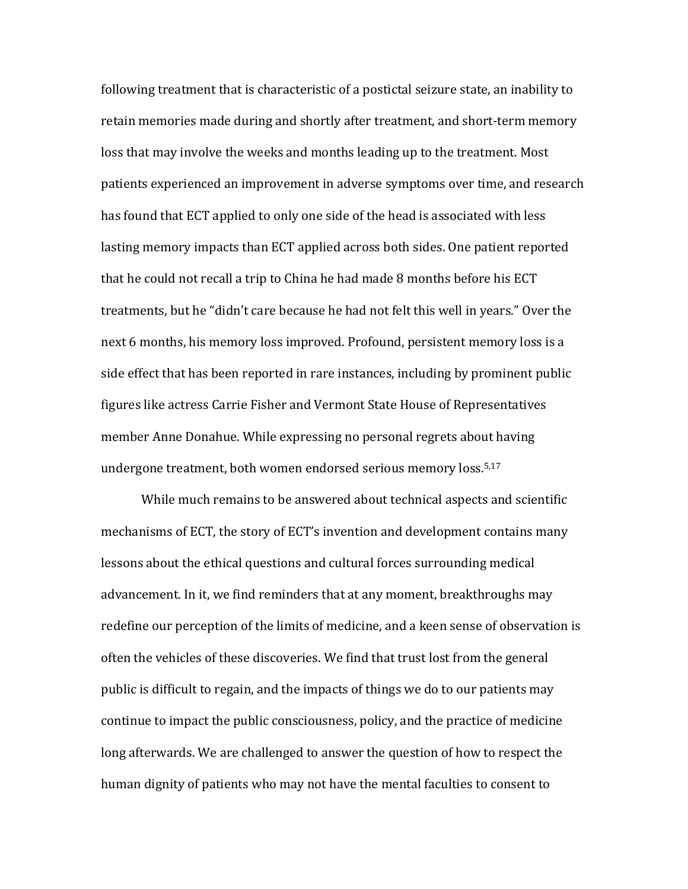following treatment that is characteristic of a postictal seizure state, an inability to retain memories made during and shortly after treatment, and short-term memory loss that may involve the weeks and months leading up to the treatment. Most patients experienced an improvement in adverse symptoms over time, and research has found that ECT applied to only one side of the head is associated with less lasting memory impacts than ECT applied across both sides. One patient reported that he could not recall a trip to China he had made 8 months before his ECT treatments, but he "didn't care because he had not felt this well in years." Over the next 6 months, his memory loss improved. Profound, persistent memory loss is a side effect that has been reported in rare instances, including by prominent public figures like actress Carrie Fisher and Vermont State House of Representatives member Anne Donahue. While expressing no personal regrets about having undergone treatment, both women endorsed serious memory loss.[5,17]

While much remains to be answered about technical aspects and scientific mechanisms of ECT, the story of ECT's invention and development contains many lessons about the ethical questions and cultural forces surrounding medical advancement. In it, we find reminders that at any moment, breakthroughs may redefine our perception of the limits of medicine, and a keen sense of observation is often the vehicles of these discoveries. We find that trust lost from the general public is difficult to regain, and the impacts of things we do to our patients may continue to impact the public consciousness, policy, and the practice of medicine long afterwards. We are challenged to answer the question of how to respect the human dignity of patients who may not have the mental faculties to consent to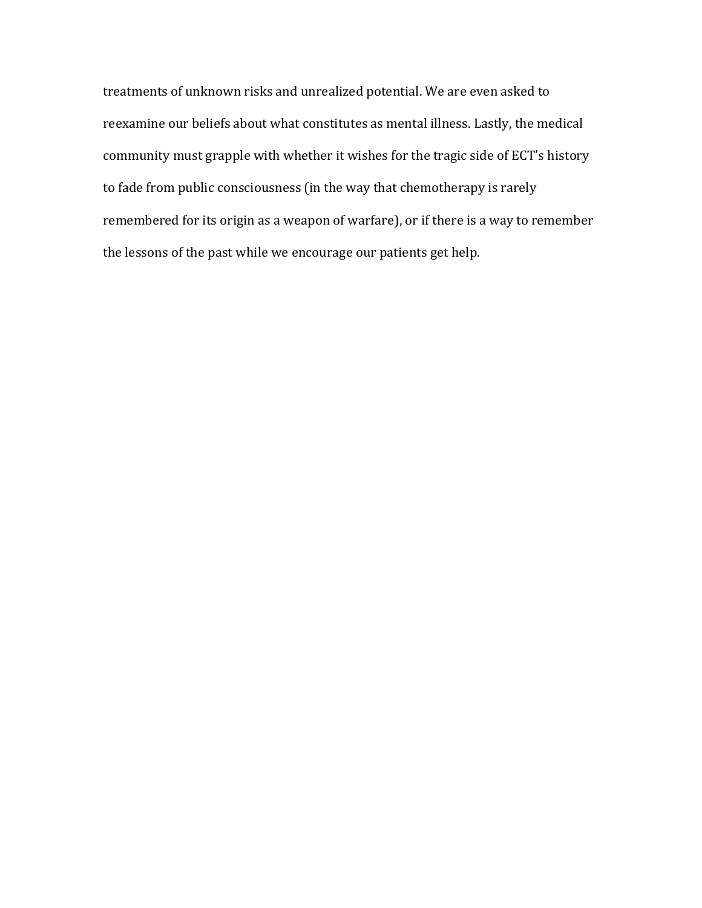treatments of unknown risks and unrealized potential. We are even asked to reexamine our beliefs about what constitutes as mental illness. Lastly, the medical community must grapple with whether it wishes for the tragic side of ECT's history to fade from public consciousness (in the way that chemotherapy is rarely remembered for its origin as a weapon of warfare), or if there is a way to remember the lessons of the past while we encourage our patients get help.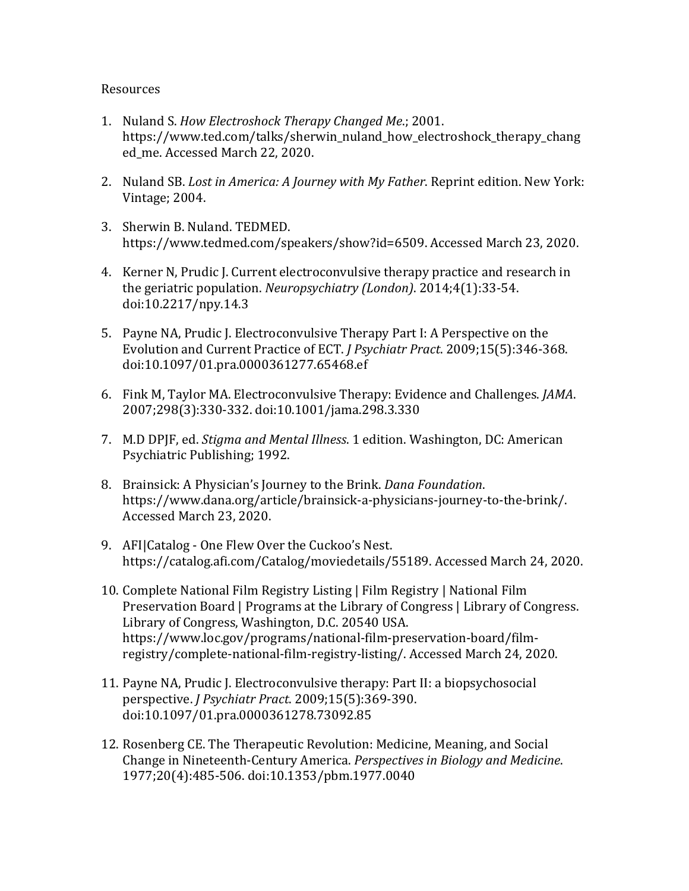Resources

1. Nuland S. *How Electroshock Therapy Changed Me.*; 2001. https://www.ted.com/talks/sherwin_nuland_how_electroshock_therapy_changed_me. Accessed March 22, 2020.

2. Nuland SB. *Lost in America: A Journey with My Father*. Reprint edition. New York: Vintage; 2004.

3. Sherwin B. Nuland. TEDMED. https://www.tedmed.com/speakers/show?id=6509. Accessed March 23, 2020.

4. Kerner N, Prudic J. Current electroconvulsive therapy practice and research in the geriatric population. *Neuropsychiatry (London)*. 2014;4(1):33-54. doi:10.2217/npy.14.3

5. Payne NA, Prudic J. Electroconvulsive Therapy Part I: A Perspective on the Evolution and Current Practice of ECT. *J Psychiatr Pract*. 2009;15(5):346-368. doi:10.1097/01.pra.0000361277.65468.ef

6. Fink M, Taylor MA. Electroconvulsive Therapy: Evidence and Challenges. *JAMA*. 2007;298(3):330-332. doi:10.1001/jama.298.3.330

7. M.D DPJF, ed. *Stigma and Mental Illness*. 1 edition. Washington, DC: American Psychiatric Publishing; 1992.

8. Brainsick: A Physician's Journey to the Brink. *Dana Foundation*. https://www.dana.org/article/brainsick-a-physicians-journey-to-the-brink/. Accessed March 23, 2020.

9. AFI|Catalog - One Flew Over the Cuckoo's Nest. https://catalog.afi.com/Catalog/moviedetails/55189. Accessed March 24, 2020.

10. Complete National Film Registry Listing | Film Registry | National Film Preservation Board | Programs at the Library of Congress | Library of Congress. Library of Congress, Washington, D.C. 20540 USA. https://www.loc.gov/programs/national-film-preservation-board/film-registry/complete-national-film-registry-listing/. Accessed March 24, 2020.

11. Payne NA, Prudic J. Electroconvulsive therapy: Part II: a biopsychosocial perspective. *J Psychiatr Pract*. 2009;15(5):369-390. doi:10.1097/01.pra.0000361278.73092.85

12. Rosenberg CE. The Therapeutic Revolution: Medicine, Meaning, and Social Change in Nineteenth-Century America. *Perspectives in Biology and Medicine*. 1977;20(4):485-506. doi:10.1353/pbm.1977.0040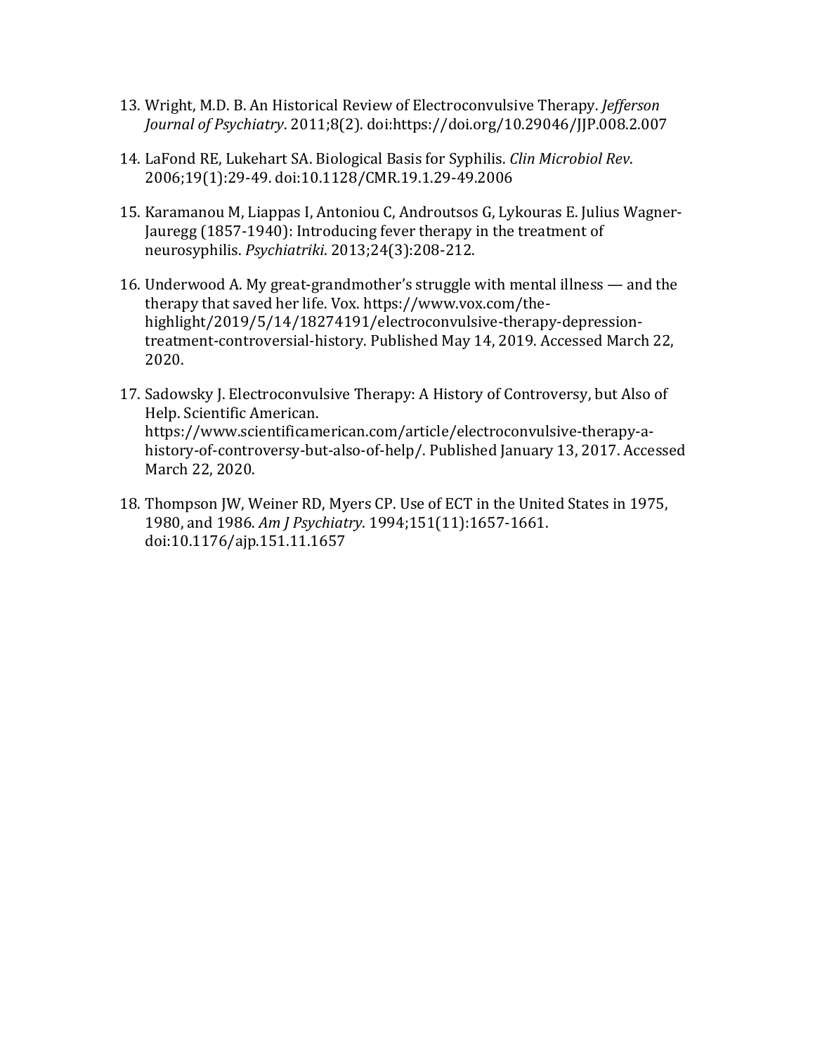13. Wright, M.D. B. An Historical Review of Electroconvulsive Therapy. *Jefferson Journal of Psychiatry*. 2011;8(2). doi:https://doi.org/10.29046/JJP.008.2.007

14. LaFond RE, Lukehart SA. Biological Basis for Syphilis. *Clin Microbiol Rev*. 2006;19(1):29-49. doi:10.1128/CMR.19.1.29-49.2006

15. Karamanou M, Liappas I, Antoniou C, Androutsos G, Lykouras E. Julius Wagner-Jauregg (1857-1940): Introducing fever therapy in the treatment of neurosyphilis. *Psychiatriki*. 2013;24(3):208-212.

16. Underwood A. My great-grandmother's struggle with mental illness — and the therapy that saved her life. Vox. https://www.vox.com/the-highlight/2019/5/14/18274191/electroconvulsive-therapy-depression-treatment-controversial-history. Published May 14, 2019. Accessed March 22, 2020.

17. Sadowsky J. Electroconvulsive Therapy: A History of Controversy, but Also of Help. Scientific American. https://www.scientificamerican.com/article/electroconvulsive-therapy-a-history-of-controversy-but-also-of-help/. Published January 13, 2017. Accessed March 22, 2020.

18. Thompson JW, Weiner RD, Myers CP. Use of ECT in the United States in 1975, 1980, and 1986. *Am J Psychiatry*. 1994;151(11):1657-1661. doi:10.1176/ajp.151.11.1657